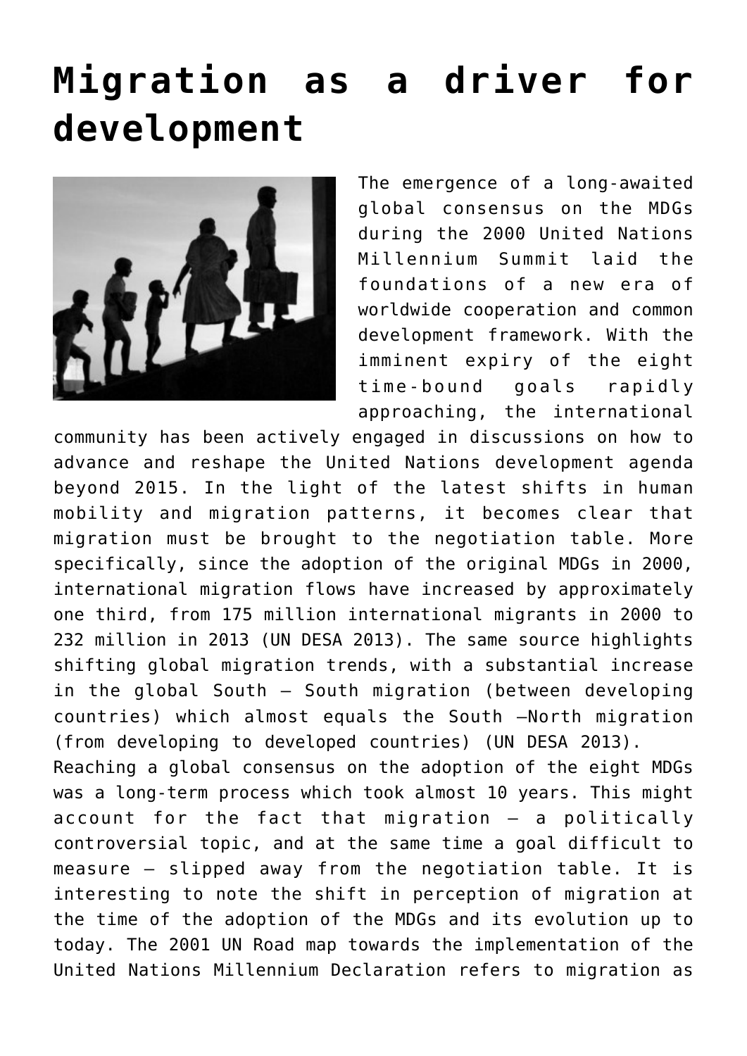# Migration as a driver for development

The emergence of a long-awaited global consensus on the MDGs during the 2000 United Nations Millennium Summit laid the foundations of a new era of worldwide cooperation and common development framework. With the imminent expiry of the eight time-bound goals rapidly approaching, the international community has been actively engaged in discussions on how to advance and reshape the United Nations development agenda beyond 2015. In the light of the latest shifts in human mobility and migration patterns, it becomes clear that migration must be brought to the negotiation table. More specifically, since the adoption of the original MDGs in 2000, international migration flows have increased by approximately one third, from 175 million international migrants in 2000 to 232 million in 2013 (UN DESA 2013). The same source highlights shifting global migration trends, with a substantial increase in the global South – South migration (between developing countries) which almost equals the South –North migration (from developing to developed countries) (UN DESA 2013).

Reaching a global consensus on the adoption of the eight MDGs was a long-term process which took almost 10 years. This might account for the fact that migration – a politically controversial topic, and at the same time a goal difficult to measure – slipped away from the negotiation table. It is interesting to note the shift in perception of migration at the time of the adoption of the MDGs and its evolution up to today. The 2001 UN Road map towards the implementation of the United Nations Millennium Declaration refers to migration as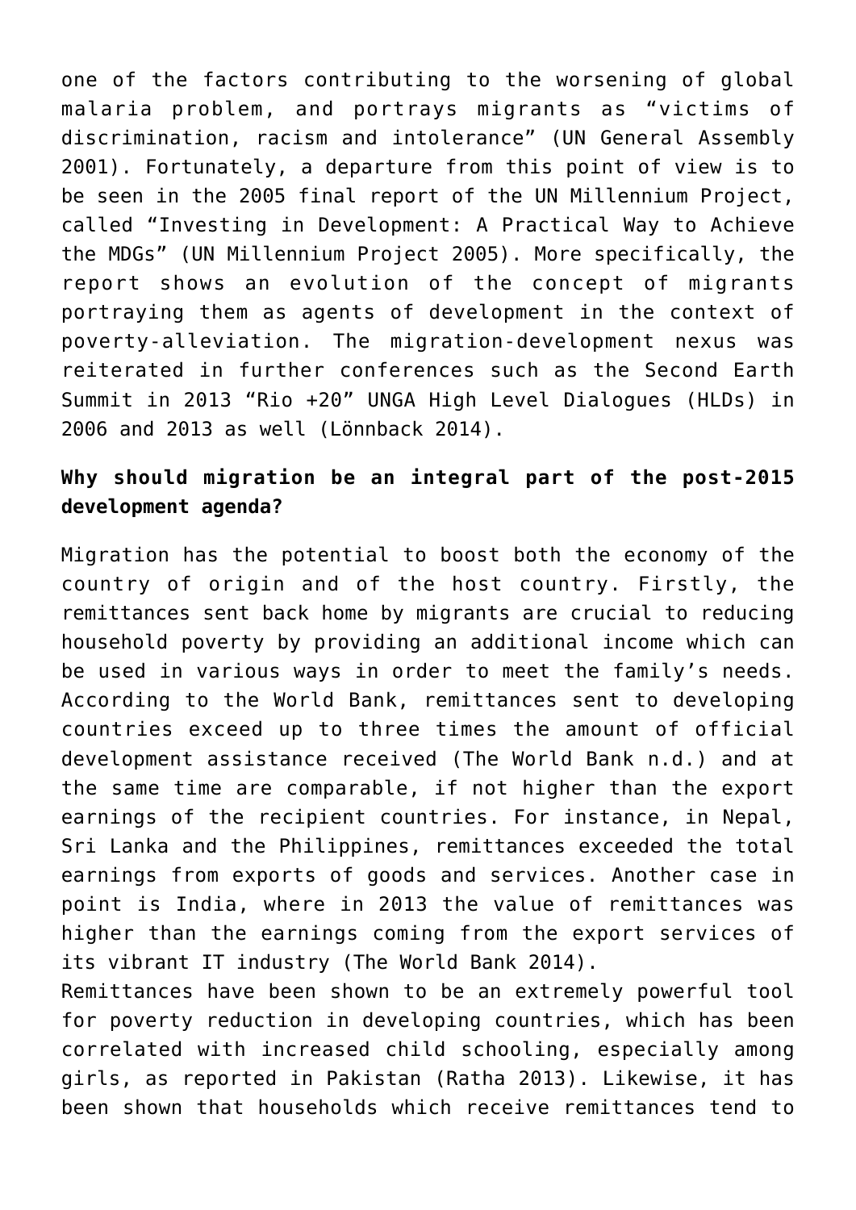one of the factors contributing to the worsening of global malaria problem, and portrays migrants as "victims of discrimination, racism and intolerance" (UN General Assembly 2001). Fortunately, a departure from this point of view is to be seen in the 2005 final report of the UN Millennium Project, called "Investing in Development: A Practical Way to Achieve the MDGs" (UN Millennium Project 2005). More specifically, the report shows an evolution of the concept of migrants portraying them as agents of development in the context of poverty-alleviation. The migration-development nexus was reiterated in further conferences such as the Second Earth Summit in 2013 "Rio +20" UNGA High Level Dialogues (HLDs) in 2006 and 2013 as well (Lönnback 2014).

**Why should migration be an integral part of the post-2015 development agenda?**

Migration has the potential to boost both the economy of the country of origin and of the host country. Firstly, the remittances sent back home by migrants are crucial to reducing household poverty by providing an additional income which can be used in various ways in order to meet the family's needs. According to the World Bank, remittances sent to developing countries exceed up to three times the amount of official development assistance received (The World Bank n.d.) and at the same time are comparable, if not higher than the export earnings of the recipient countries. For instance, in Nepal, Sri Lanka and the Philippines, remittances exceeded the total earnings from exports of goods and services. Another case in point is India, where in 2013 the value of remittances was higher than the earnings coming from the export services of its vibrant IT industry (The World Bank 2014).

Remittances have been shown to be an extremely powerful tool for poverty reduction in developing countries, which has been correlated with increased child schooling, especially among girls, as reported in Pakistan (Ratha 2013). Likewise, it has been shown that households which receive remittances tend to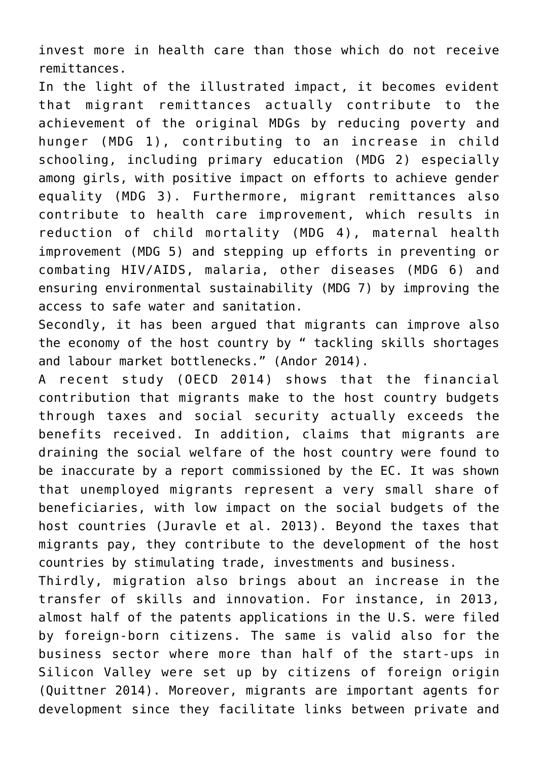invest more in health care than those which do not receive remittances.

In the light of the illustrated impact, it becomes evident that migrant remittances actually contribute to the achievement of the original MDGs by reducing poverty and hunger (MDG 1), contributing to an increase in child schooling, including primary education (MDG 2) especially among girls, with positive impact on efforts to achieve gender equality (MDG 3). Furthermore, migrant remittances also contribute to health care improvement, which results in reduction of child mortality (MDG 4), maternal health improvement (MDG 5) and stepping up efforts in preventing or combating HIV/AIDS, malaria, other diseases (MDG 6) and ensuring environmental sustainability (MDG 7) by improving the access to safe water and sanitation.

Secondly, it has been argued that migrants can improve also the economy of the host country by " tackling skills shortages and labour market bottlenecks." (Andor 2014).

A recent study (OECD 2014) shows that the financial contribution that migrants make to the host country budgets through taxes and social security actually exceeds the benefits received. In addition, claims that migrants are draining the social welfare of the host country were found to be inaccurate by a report commissioned by the EC. It was shown that unemployed migrants represent a very small share of beneficiaries, with low impact on the social budgets of the host countries (Juravle et al. 2013). Beyond the taxes that migrants pay, they contribute to the development of the host countries by stimulating trade, investments and business.

Thirdly, migration also brings about an increase in the transfer of skills and innovation. For instance, in 2013, almost half of the patents applications in the U.S. were filed by foreign-born citizens. The same is valid also for the business sector where more than half of the start-ups in Silicon Valley were set up by citizens of foreign origin (Quittner 2014). Moreover, migrants are important agents for development since they facilitate links between private and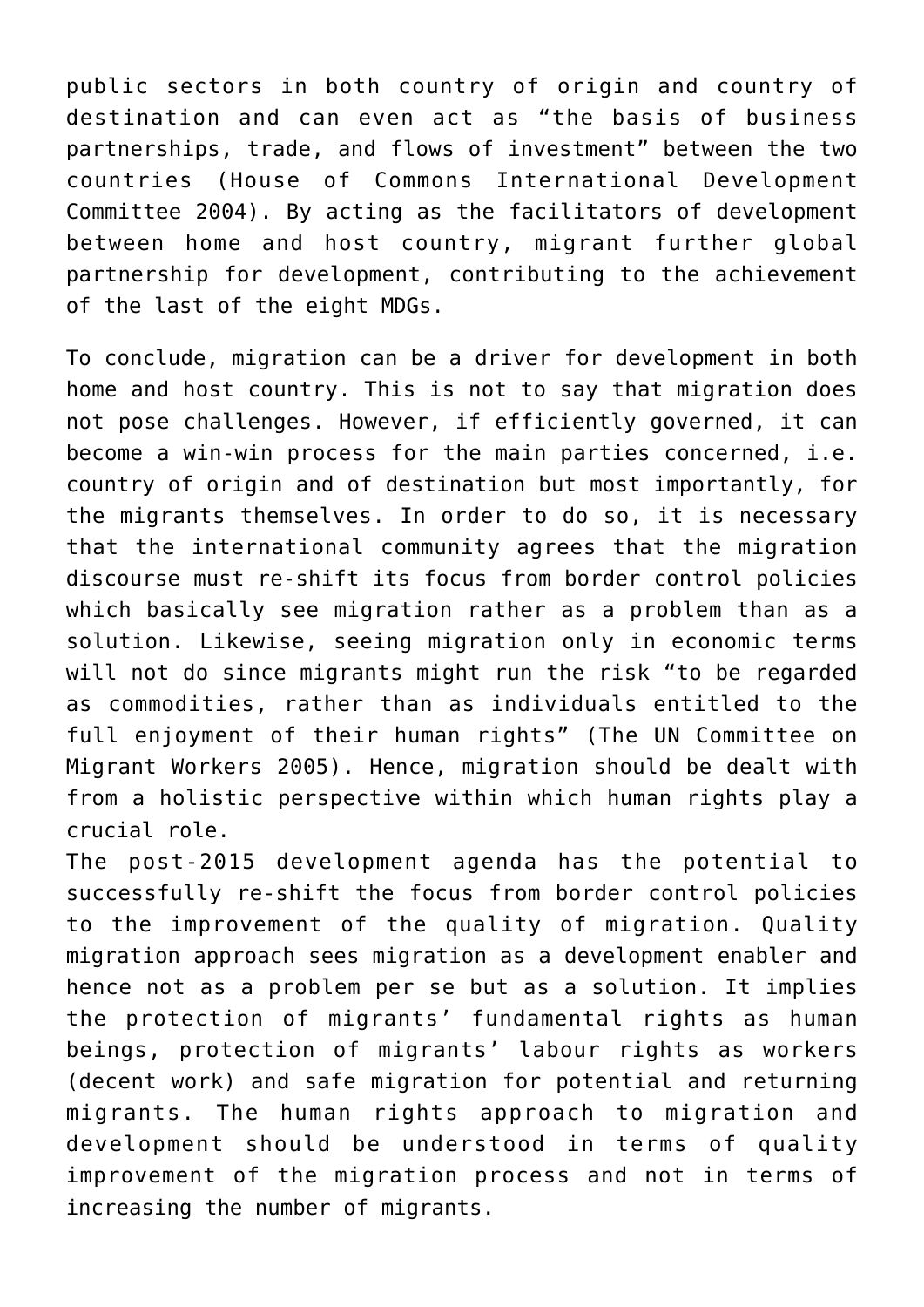public sectors in both country of origin and country of destination and can even act as "the basis of business partnerships, trade, and flows of investment" between the two countries (House of Commons International Development Committee 2004). By acting as the facilitators of development between home and host country, migrant further global partnership for development, contributing to the achievement of the last of the eight MDGs.

To conclude, migration can be a driver for development in both home and host country. This is not to say that migration does not pose challenges. However, if efficiently governed, it can become a win-win process for the main parties concerned, i.e. country of origin and of destination but most importantly, for the migrants themselves. In order to do so, it is necessary that the international community agrees that the migration discourse must re-shift its focus from border control policies which basically see migration rather as a problem than as a solution. Likewise, seeing migration only in economic terms will not do since migrants might run the risk "to be regarded as commodities, rather than as individuals entitled to the full enjoyment of their human rights" (The UN Committee on Migrant Workers 2005). Hence, migration should be dealt with from a holistic perspective within which human rights play a crucial role.

The post-2015 development agenda has the potential to successfully re-shift the focus from border control policies to the improvement of the quality of migration. Quality migration approach sees migration as a development enabler and hence not as a problem per se but as a solution. It implies the protection of migrants' fundamental rights as human beings, protection of migrants' labour rights as workers (decent work) and safe migration for potential and returning migrants. The human rights approach to migration and development should be understood in terms of quality improvement of the migration process and not in terms of increasing the number of migrants.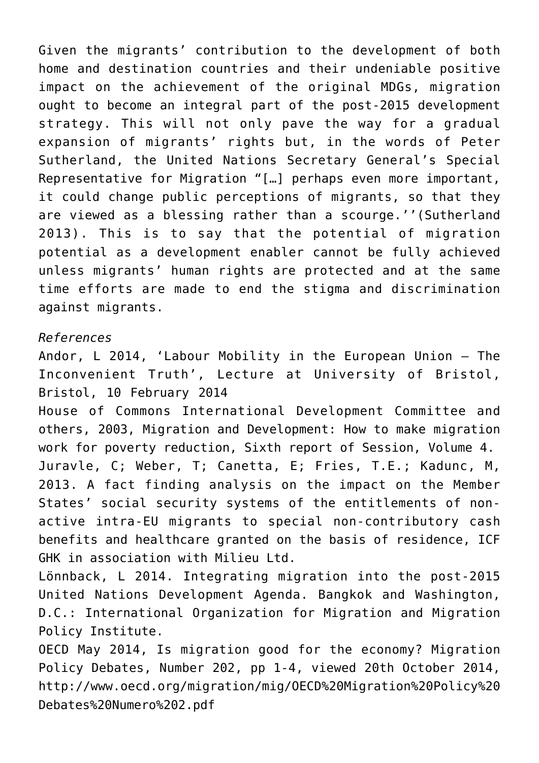Given the migrants' contribution to the development of both home and destination countries and their undeniable positive impact on the achievement of the original MDGs, migration ought to become an integral part of the post-2015 development strategy. This will not only pave the way for a gradual expansion of migrants' rights but, in the words of Peter Sutherland, the United Nations Secretary General's Special Representative for Migration "[…] perhaps even more important, it could change public perceptions of migrants, so that they are viewed as a blessing rather than a scourge.''(Sutherland 2013). This is to say that the potential of migration potential as a development enabler cannot be fully achieved unless migrants' human rights are protected and at the same time efforts are made to end the stigma and discrimination against migrants.

*References*

Andor, L 2014, 'Labour Mobility in the European Union – The Inconvenient Truth', Lecture at University of Bristol, Bristol, 10 February 2014

House of Commons International Development Committee and others, 2003, Migration and Development: How to make migration work for poverty reduction, Sixth report of Session, Volume 4.

Juravle, C; Weber, T; Canetta, E; Fries, T.E.; Kadunc, M, 2013. A fact finding analysis on the impact on the Member States' social security systems of the entitlements of non-active intra-EU migrants to special non-contributory cash benefits and healthcare granted on the basis of residence, ICF GHK in association with Milieu Ltd.

Lönnback, L 2014. Integrating migration into the post-2015 United Nations Development Agenda. Bangkok and Washington, D.C.: International Organization for Migration and Migration Policy Institute.

OECD May 2014, Is migration good for the economy? Migration Policy Debates, Number 202, pp 1-4, viewed 20th October 2014, http://www.oecd.org/migration/mig/OECD%20Migration%20Policy%20Debates%20Numero%202.pdf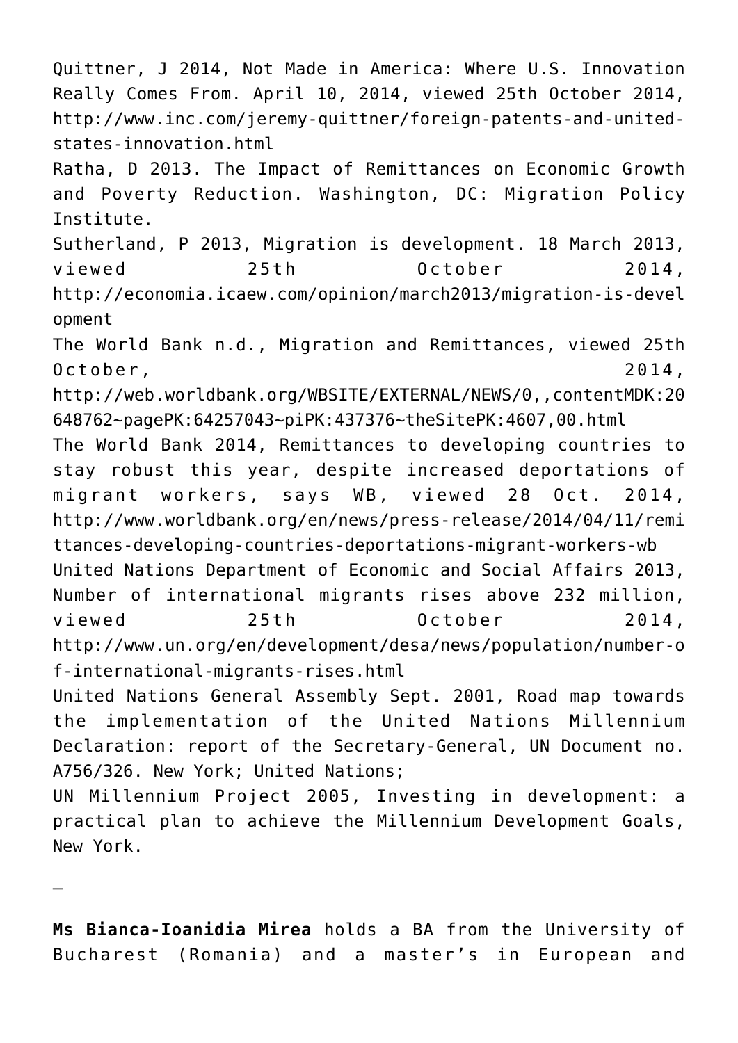Quittner, J 2014, Not Made in America: Where U.S. Innovation Really Comes From. April 10, 2014, viewed 25th October 2014, http://www.inc.com/jeremy-quittner/foreign-patents-and-united-states-innovation.html

Ratha, D 2013. The Impact of Remittances on Economic Growth and Poverty Reduction. Washington, DC: Migration Policy Institute.

Sutherland, P 2013, Migration is development. 18 March 2013, viewed 25th October 2014, http://economia.icaew.com/opinion/march2013/migration-is-development

The World Bank n.d., Migration and Remittances, viewed 25th October, 2014, http://web.worldbank.org/WBSITE/EXTERNAL/NEWS/0,,contentMDK:20648762~pagePK:64257043~piPK:437376~theSitePK:4607,00.html

The World Bank 2014, Remittances to developing countries to stay robust this year, despite increased deportations of migrant workers, says WB, viewed 28 Oct. 2014, http://www.worldbank.org/en/news/press-release/2014/04/11/remittances-developing-countries-deportations-migrant-workers-wb

United Nations Department of Economic and Social Affairs 2013, Number of international migrants rises above 232 million, viewed 25th October 2014, http://www.un.org/en/development/desa/news/population/number-of-international-migrants-rises.html

United Nations General Assembly Sept. 2001, Road map towards the implementation of the United Nations Millennium Declaration: report of the Secretary-General, UN Document no. A756/326. New York; United Nations;

UN Millennium Project 2005, Investing in development: a practical plan to achieve the Millennium Development Goals, New York.

—

**Ms Bianca-Ioanidia Mirea** holds a BA from the University of Bucharest (Romania) and a master's in European and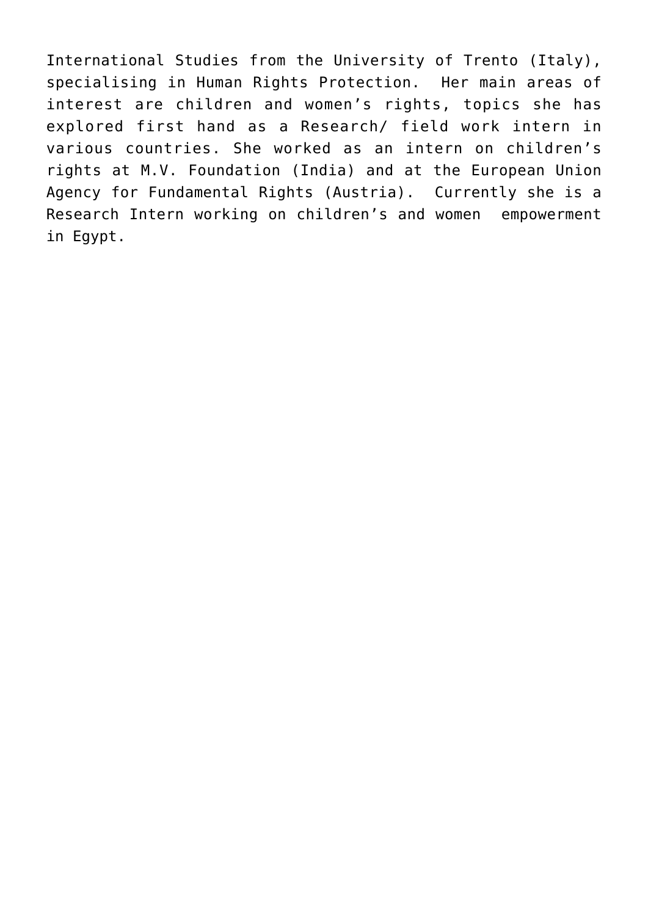International Studies from the University of Trento (Italy), specialising in Human Rights Protection. Her main areas of interest are children and women's rights, topics she has explored first hand as a Research/ field work intern in various countries. She worked as an intern on children's rights at M.V. Foundation (India) and at the European Union Agency for Fundamental Rights (Austria). Currently she is a Research Intern working on children's and women empowerment in Egypt.